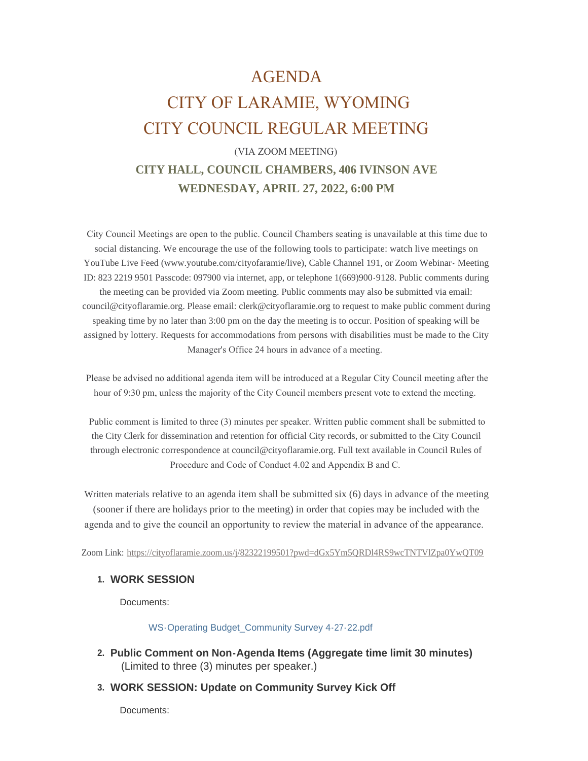# AGENDA
# CITY OF LARAMIE, WYOMING
# CITY COUNCIL REGULAR MEETING

(VIA ZOOM MEETING)

**CITY HALL, COUNCIL CHAMBERS, 406 IVINSON AVE**

**WEDNESDAY, APRIL 27, 2022, 6:00 PM**

City Council Meetings are open to the public. Council Chambers seating is unavailable at this time due to social distancing. We encourage the use of the following tools to participate: watch live meetings on YouTube Live Feed (www.youtube.com/cityofaramie/live), Cable Channel 191, or Zoom Webinar- Meeting ID: 823 2219 9501 Passcode: 097900 via internet, app, or telephone 1(669)900-9128. Public comments during the meeting can be provided via Zoom meeting. Public comments may also be submitted via email: council@cityoflaramie.org. Please email: clerk@cityoflaramie.org to request to make public comment during speaking time by no later than 3:00 pm on the day the meeting is to occur. Position of speaking will be assigned by lottery. Requests for accommodations from persons with disabilities must be made to the City Manager's Office 24 hours in advance of a meeting.

Please be advised no additional agenda item will be introduced at a Regular City Council meeting after the hour of 9:30 pm, unless the majority of the City Council members present vote to extend the meeting.

Public comment is limited to three (3) minutes per speaker. Written public comment shall be submitted to the City Clerk for dissemination and retention for official City records, or submitted to the City Council through electronic correspondence at council@cityoflaramie.org. Full text available in Council Rules of Procedure and Code of Conduct 4.02 and Appendix B and C.

Written materials relative to an agenda item shall be submitted six (6) days in advance of the meeting (sooner if there are holidays prior to the meeting) in order that copies may be included with the agenda and to give the council an opportunity to review the material in advance of the appearance.

Zoom Link: https://cityoflaramie.zoom.us/j/82322199501?pwd=dGx5Ym5QRDl4RS9wcTNTVlZpa0YwQT09

1. **WORK SESSION**

   Documents:

   WS-Operating Budget_Community Survey 4-27-22.pdf

2. **Public Comment on Non-Agenda Items (Aggregate time limit 30 minutes)** (Limited to three (3) minutes per speaker.)

3. **WORK SESSION: Update on Community Survey Kick Off**

   Documents: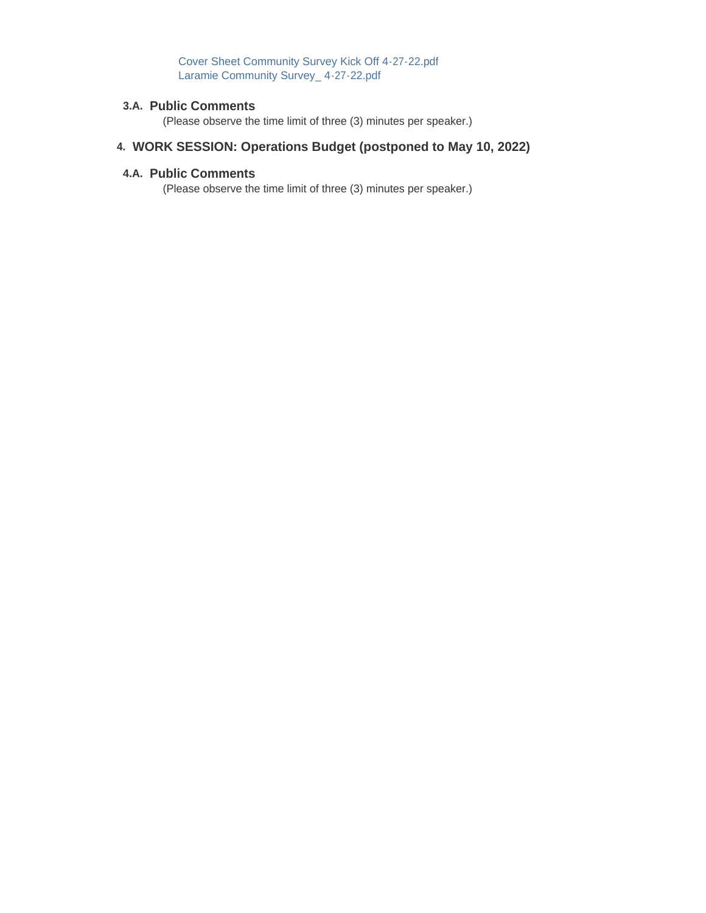Cover Sheet Community Survey Kick Off 4-27-22.pdf
Laramie Community Survey_ 4-27-22.pdf

### 3.A. Public Comments

(Please observe the time limit of three (3) minutes per speaker.)

## 4. WORK SESSION: Operations Budget (postponed to May 10, 2022)

### 4.A. Public Comments

(Please observe the time limit of three (3) minutes per speaker.)